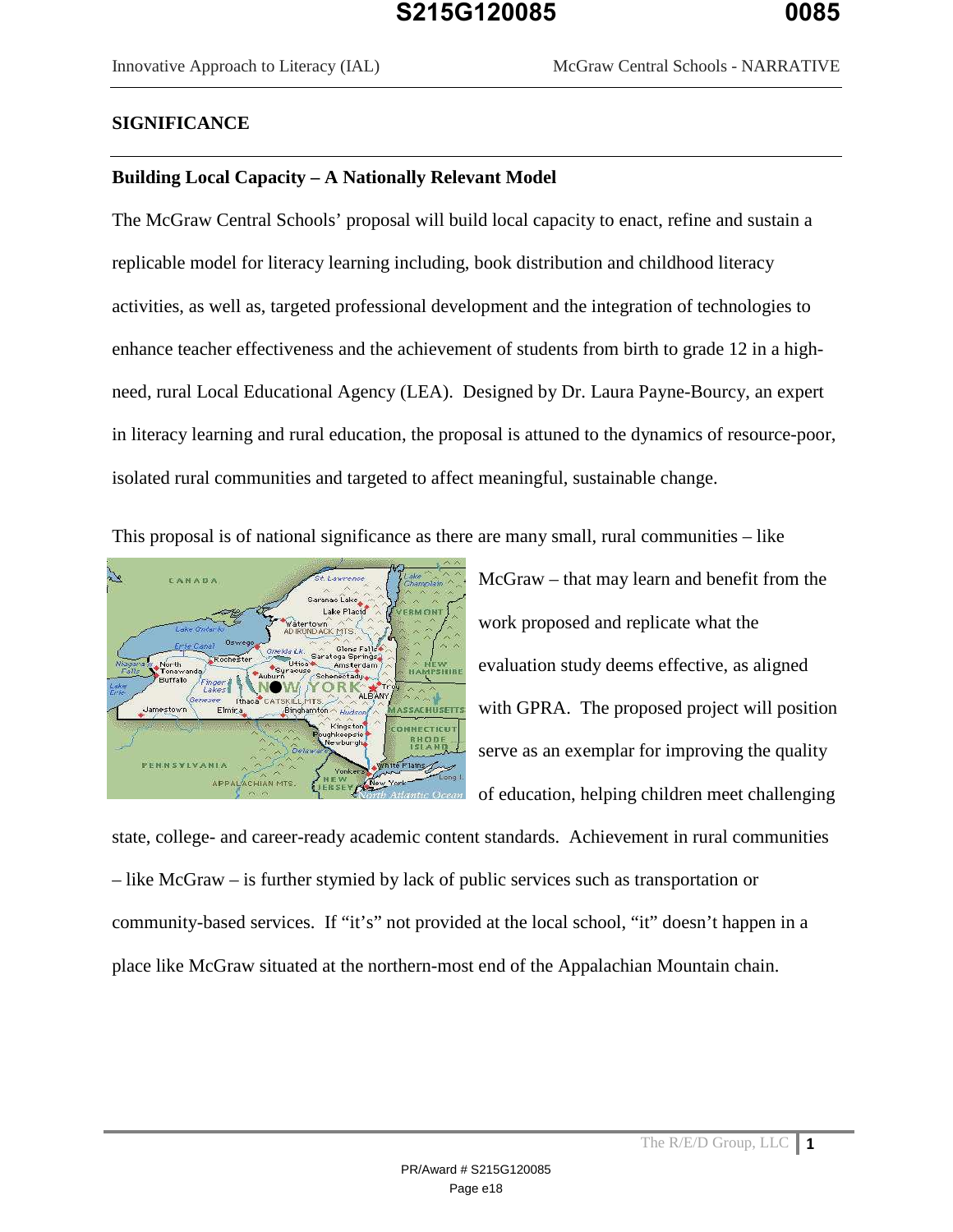## SIGNIFICANCE

### Building Local Capacity – A Nationally Relevant Model

The McGraw Central Schools' proposal will build local capacity to enact, refine and sustain a replicable model for literacy learning including, book distribution and childhood literacy activities, as well as, targeted professional development and the integration of technologies to enhance teacher effectiveness and the achievement of students from birth to grade 12 in a high-need, rural Local Educational Agency (LEA). Designed by Dr. Laura Payne-Bourcy, an expert in literacy learning and rural education, the proposal is attuned to the dynamics of resource-poor, isolated rural communities and targeted to affect meaningful, sustainable change.

This proposal is of national significance as there are many small, rural communities – like McGraw – that may learn and benefit from the work proposed and replicate what the evaluation study deems effective, as aligned with GPRA. The proposed project will position serve as an exemplar for improving the quality of education, helping children meet challenging state, college- and career-ready academic content standards. Achievement in rural communities – like McGraw – is further stymied by lack of public services such as transportation or community-based services. If "it's" not provided at the local school, "it" doesn't happen in a place like McGraw situated at the northern-most end of the Appalachian Mountain chain.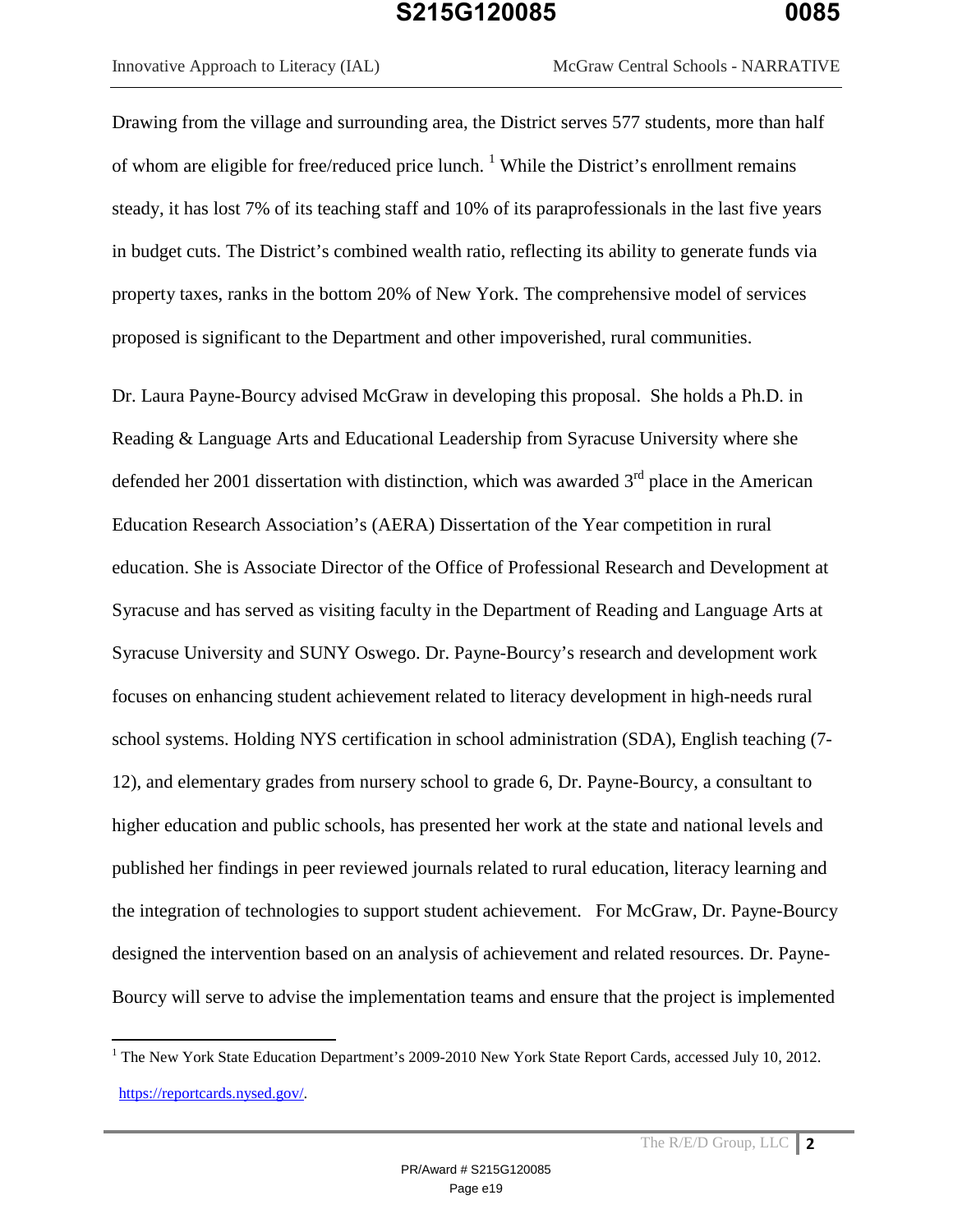Drawing from the village and surrounding area, the District serves 577 students, more than half of whom are eligible for free/reduced price lunch. [1] While the District's enrollment remains steady, it has lost 7% of its teaching staff and 10% of its paraprofessionals in the last five years in budget cuts. The District's combined wealth ratio, reflecting its ability to generate funds via property taxes, ranks in the bottom 20% of New York. The comprehensive model of services proposed is significant to the Department and other impoverished, rural communities.

Dr. Laura Payne-Bourcy advised McGraw in developing this proposal. She holds a Ph.D. in Reading & Language Arts and Educational Leadership from Syracuse University where she defended her 2001 dissertation with distinction, which was awarded 3rd place in the American Education Research Association's (AERA) Dissertation of the Year competition in rural education. She is Associate Director of the Office of Professional Research and Development at Syracuse and has served as visiting faculty in the Department of Reading and Language Arts at Syracuse University and SUNY Oswego. Dr. Payne-Bourcy's research and development work focuses on enhancing student achievement related to literacy development in high-needs rural school systems. Holding NYS certification in school administration (SDA), English teaching (7-12), and elementary grades from nursery school to grade 6, Dr. Payne-Bourcy, a consultant to higher education and public schools, has presented her work at the state and national levels and published her findings in peer reviewed journals related to rural education, literacy learning and the integration of technologies to support student achievement. For McGraw, Dr. Payne-Bourcy designed the intervention based on an analysis of achievement and related resources. Dr. Payne-Bourcy will serve to advise the implementation teams and ensure that the project is implemented

[1] The New York State Education Department's 2009-2010 New York State Report Cards, accessed July 10, 2012. https://reportcards.nysed.gov/.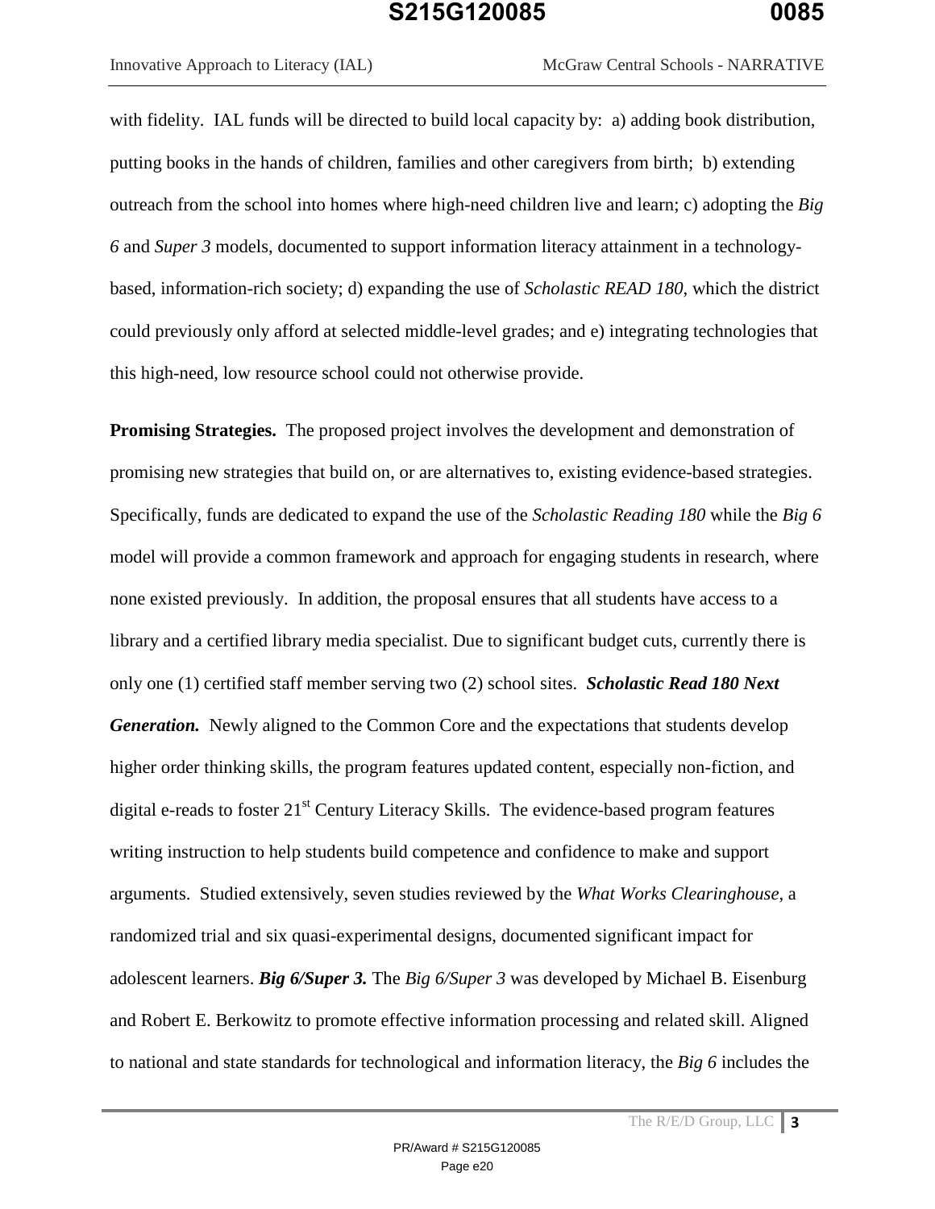with fidelity. IAL funds will be directed to build local capacity by: a) adding book distribution, putting books in the hands of children, families and other caregivers from birth; b) extending outreach from the school into homes where high-need children live and learn; c) adopting the *Big 6* and *Super 3* models, documented to support information literacy attainment in a technology-based, information-rich society; d) expanding the use of *Scholastic READ 180*, which the district could previously only afford at selected middle-level grades; and e) integrating technologies that this high-need, low resource school could not otherwise provide.

**Promising Strategies.** The proposed project involves the development and demonstration of promising new strategies that build on, or are alternatives to, existing evidence-based strategies. Specifically, funds are dedicated to expand the use of the *Scholastic Reading 180* while the *Big 6* model will provide a common framework and approach for engaging students in research, where none existed previously. In addition, the proposal ensures that all students have access to a library and a certified library media specialist. Due to significant budget cuts, currently there is only one (1) certified staff member serving two (2) school sites. ***Scholastic Read 180 Next Generation.*** Newly aligned to the Common Core and the expectations that students develop higher order thinking skills, the program features updated content, especially non-fiction, and digital e-reads to foster 21st Century Literacy Skills. The evidence-based program features writing instruction to help students build competence and confidence to make and support arguments. Studied extensively, seven studies reviewed by the *What Works Clearinghouse*, a randomized trial and six quasi-experimental designs, documented significant impact for adolescent learners. ***Big 6/Super 3.*** The *Big 6/Super 3* was developed by Michael B. Eisenburg and Robert E. Berkowitz to promote effective information processing and related skill. Aligned to national and state standards for technological and information literacy, the *Big 6* includes the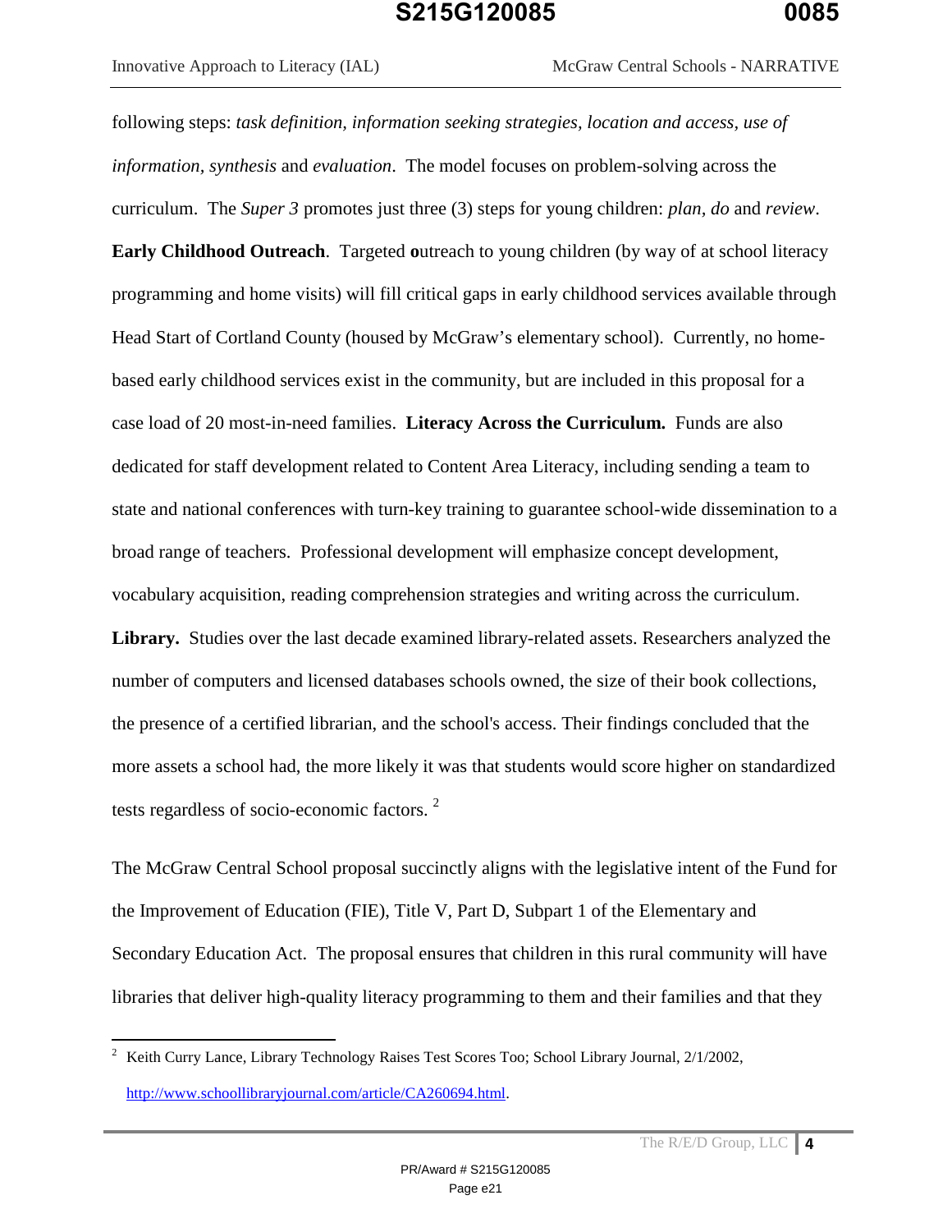following steps: *task definition, information seeking strategies, location and access, use of information, synthesis* and *evaluation*. The model focuses on problem-solving across the curriculum. The *Super 3* promotes just three (3) steps for young children: *plan, do* and *review*. **Early Childhood Outreach**. Targeted **o**utreach to young children (by way of at school literacy programming and home visits) will fill critical gaps in early childhood services available through Head Start of Cortland County (housed by McGraw's elementary school). Currently, no home-based early childhood services exist in the community, but are included in this proposal for a case load of 20 most-in-need families. **Literacy Across the Curriculum.** Funds are also dedicated for staff development related to Content Area Literacy, including sending a team to state and national conferences with turn-key training to guarantee school-wide dissemination to a broad range of teachers. Professional development will emphasize concept development, vocabulary acquisition, reading comprehension strategies and writing across the curriculum. **Library.** Studies over the last decade examined library-related assets. Researchers analyzed the number of computers and licensed databases schools owned, the size of their book collections, the presence of a certified librarian, and the school's access. Their findings concluded that the more assets a school had, the more likely it was that students would score higher on standardized tests regardless of socio-economic factors. [2]

The McGraw Central School proposal succinctly aligns with the legislative intent of the Fund for the Improvement of Education (FIE), Title V, Part D, Subpart 1 of the Elementary and Secondary Education Act. The proposal ensures that children in this rural community will have libraries that deliver high-quality literacy programming to them and their families and that they

---

[2] Keith Curry Lance, Library Technology Raises Test Scores Too; School Library Journal, 2/1/2002, http://www.schoollibraryjournal.com/article/CA260694.html.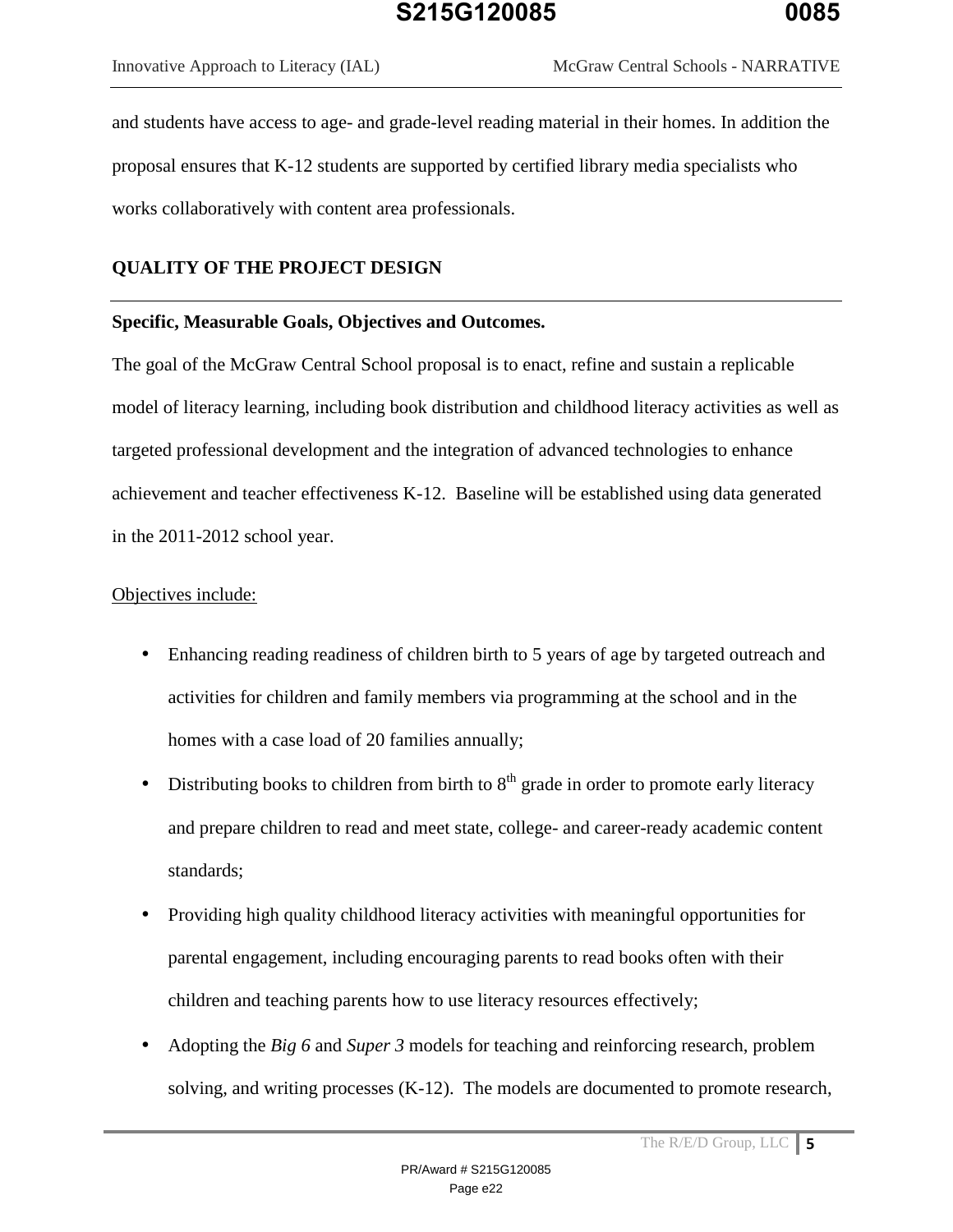and students have access to age- and grade-level reading material in their homes. In addition the proposal ensures that K-12 students are supported by certified library media specialists who works collaboratively with content area professionals.

## QUALITY OF THE PROJECT DESIGN

### Specific, Measurable Goals, Objectives and Outcomes.

The goal of the McGraw Central School proposal is to enact, refine and sustain a replicable model of literacy learning, including book distribution and childhood literacy activities as well as targeted professional development and the integration of advanced technologies to enhance achievement and teacher effectiveness K-12. Baseline will be established using data generated in the 2011-2012 school year.

Objectives include:

- Enhancing reading readiness of children birth to 5 years of age by targeted outreach and activities for children and family members via programming at the school and in the homes with a case load of 20 families annually;
- Distributing books to children from birth to 8th grade in order to promote early literacy and prepare children to read and meet state, college- and career-ready academic content standards;
- Providing high quality childhood literacy activities with meaningful opportunities for parental engagement, including encouraging parents to read books often with their children and teaching parents how to use literacy resources effectively;
- Adopting the *Big 6* and *Super 3* models for teaching and reinforcing research, problem solving, and writing processes (K-12). The models are documented to promote research,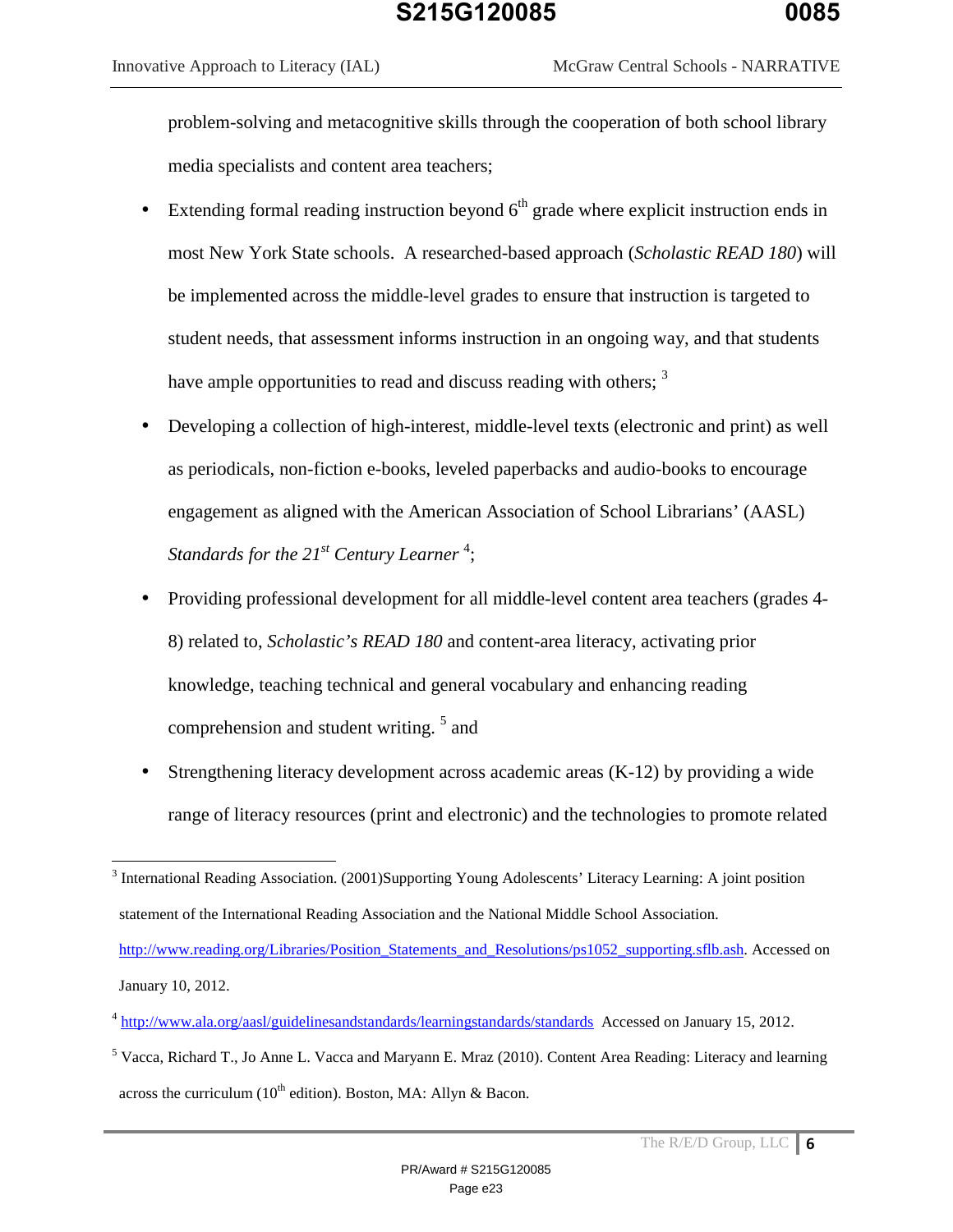problem-solving and metacognitive skills through the cooperation of both school library media specialists and content area teachers;

- Extending formal reading instruction beyond 6th grade where explicit instruction ends in most New York State schools. A researched-based approach (*Scholastic READ 180*) will be implemented across the middle-level grades to ensure that instruction is targeted to student needs, that assessment informs instruction in an ongoing way, and that students have ample opportunities to read and discuss reading with others; [3]
- Developing a collection of high-interest, middle-level texts (electronic and print) as well as periodicals, non-fiction e-books, leveled paperbacks and audio-books to encourage engagement as aligned with the American Association of School Librarians' (AASL) *Standards for the 21st Century Learner* [4];
- Providing professional development for all middle-level content area teachers (grades 4-8) related to, *Scholastic's READ 180* and content-area literacy, activating prior knowledge, teaching technical and general vocabulary and enhancing reading comprehension and student writing. [5] and
- Strengthening literacy development across academic areas (K-12) by providing a wide range of literacy resources (print and electronic) and the technologies to promote related

---

[3] International Reading Association. (2001)Supporting Young Adolescents' Literacy Learning: A joint position statement of the International Reading Association and the National Middle School Association. http://www.reading.org/Libraries/Position_Statements_and_Resolutions/ps1052_supporting.sflb.ash. Accessed on January 10, 2012.

[4] http://www.ala.org/aasl/guidelinesandstandards/learningstandards/standards Accessed on January 15, 2012.

[5] Vacca, Richard T., Jo Anne L. Vacca and Maryann E. Mraz (2010). Content Area Reading: Literacy and learning across the curriculum (10th edition). Boston, MA: Allyn & Bacon.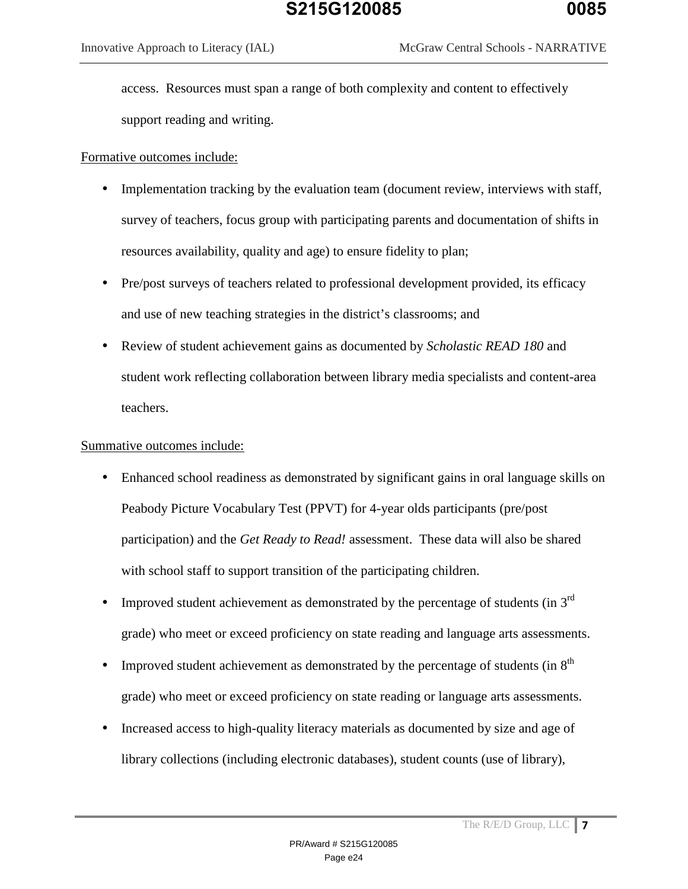access. Resources must span a range of both complexity and content to effectively support reading and writing.

<u>Formative outcomes include:</u>

- Implementation tracking by the evaluation team (document review, interviews with staff, survey of teachers, focus group with participating parents and documentation of shifts in resources availability, quality and age) to ensure fidelity to plan;
- Pre/post surveys of teachers related to professional development provided, its efficacy and use of new teaching strategies in the district's classrooms; and
- Review of student achievement gains as documented by *Scholastic READ 180* and student work reflecting collaboration between library media specialists and content-area teachers.

<u>Summative outcomes include:</u>

- Enhanced school readiness as demonstrated by significant gains in oral language skills on Peabody Picture Vocabulary Test (PPVT) for 4-year olds participants (pre/post participation) and the *Get Ready to Read!* assessment. These data will also be shared with school staff to support transition of the participating children.
- Improved student achievement as demonstrated by the percentage of students (in 3rd grade) who meet or exceed proficiency on state reading and language arts assessments.
- Improved student achievement as demonstrated by the percentage of students (in 8th grade) who meet or exceed proficiency on state reading or language arts assessments.
- Increased access to high-quality literacy materials as documented by size and age of library collections (including electronic databases), student counts (use of library),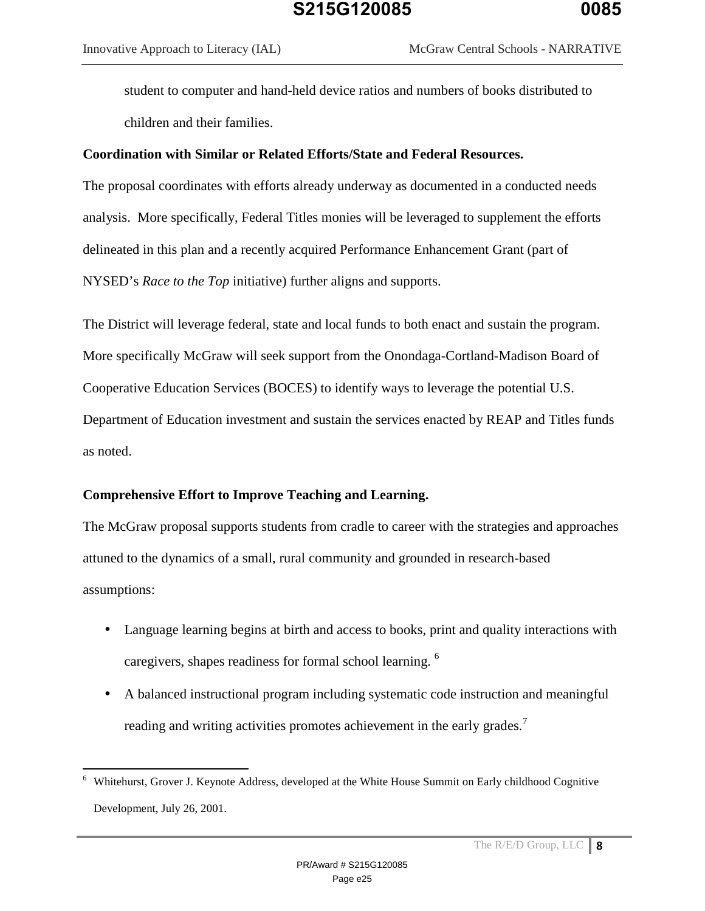student to computer and hand-held device ratios and numbers of books distributed to children and their families.

**Coordination with Similar or Related Efforts/State and Federal Resources.**

The proposal coordinates with efforts already underway as documented in a conducted needs analysis. More specifically, Federal Titles monies will be leveraged to supplement the efforts delineated in this plan and a recently acquired Performance Enhancement Grant (part of NYSED's *Race to the Top* initiative) further aligns and supports.

The District will leverage federal, state and local funds to both enact and sustain the program. More specifically McGraw will seek support from the Onondaga-Cortland-Madison Board of Cooperative Education Services (BOCES) to identify ways to leverage the potential U.S. Department of Education investment and sustain the services enacted by REAP and Titles funds as noted.

**Comprehensive Effort to Improve Teaching and Learning.**

The McGraw proposal supports students from cradle to career with the strategies and approaches attuned to the dynamics of a small, rural community and grounded in research-based assumptions:

- Language learning begins at birth and access to books, print and quality interactions with caregivers, shapes readiness for formal school learning. [6]
- A balanced instructional program including systematic code instruction and meaningful reading and writing activities promotes achievement in the early grades.[7]

---

[6] Whitehurst, Grover J. Keynote Address, developed at the White House Summit on Early childhood Cognitive Development, July 26, 2001.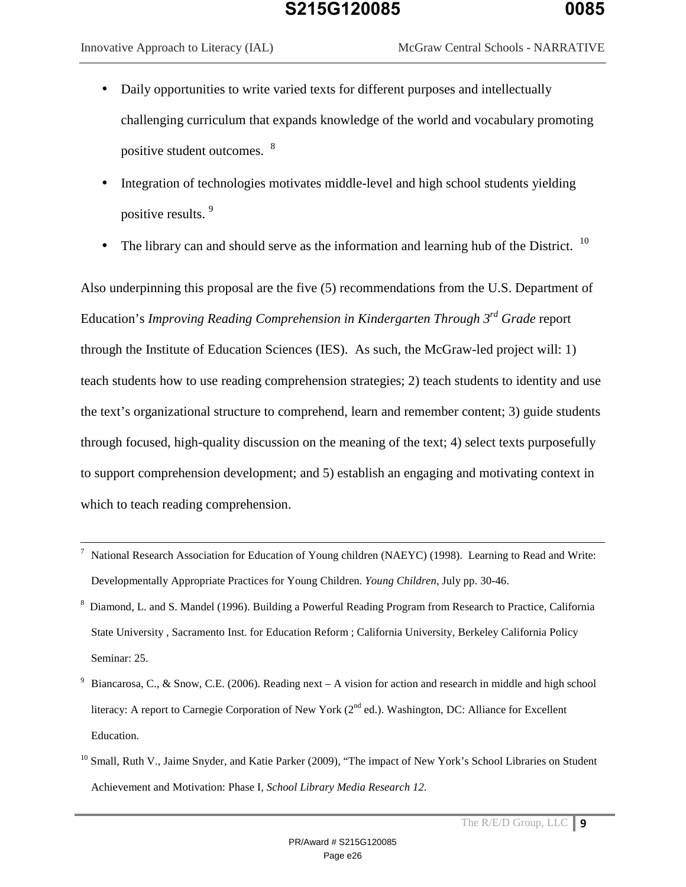- Daily opportunities to write varied texts for different purposes and intellectually challenging curriculum that expands knowledge of the world and vocabulary promoting positive student outcomes. [8]
- Integration of technologies motivates middle-level and high school students yielding positive results. [9]
- The library can and should serve as the information and learning hub of the District. [10]

Also underpinning this proposal are the five (5) recommendations from the U.S. Department of Education's *Improving Reading Comprehension in Kindergarten Through 3rd Grade* report through the Institute of Education Sciences (IES). As such, the McGraw-led project will: 1) teach students how to use reading comprehension strategies; 2) teach students to identity and use the text's organizational structure to comprehend, learn and remember content; 3) guide students through focused, high-quality discussion on the meaning of the text; 4) select texts purposefully to support comprehension development; and 5) establish an engaging and motivating context in which to teach reading comprehension.

---

[7] National Research Association for Education of Young children (NAEYC) (1998). Learning to Read and Write: Developmentally Appropriate Practices for Young Children. *Young Children*, July pp. 30-46.

[8] Diamond, L. and S. Mandel (1996). Building a Powerful Reading Program from Research to Practice, California State University , Sacramento Inst. for Education Reform ; California University, Berkeley California Policy Seminar: 25.

[9] Biancarosa, C., & Snow, C.E. (2006). Reading next – A vision for action and research in middle and high school literacy: A report to Carnegie Corporation of New York (2nd ed.). Washington, DC: Alliance for Excellent Education.

[10] Small, Ruth V., Jaime Snyder, and Katie Parker (2009), "The impact of New York's School Libraries on Student Achievement and Motivation: Phase I, *School Library Media Research 12*.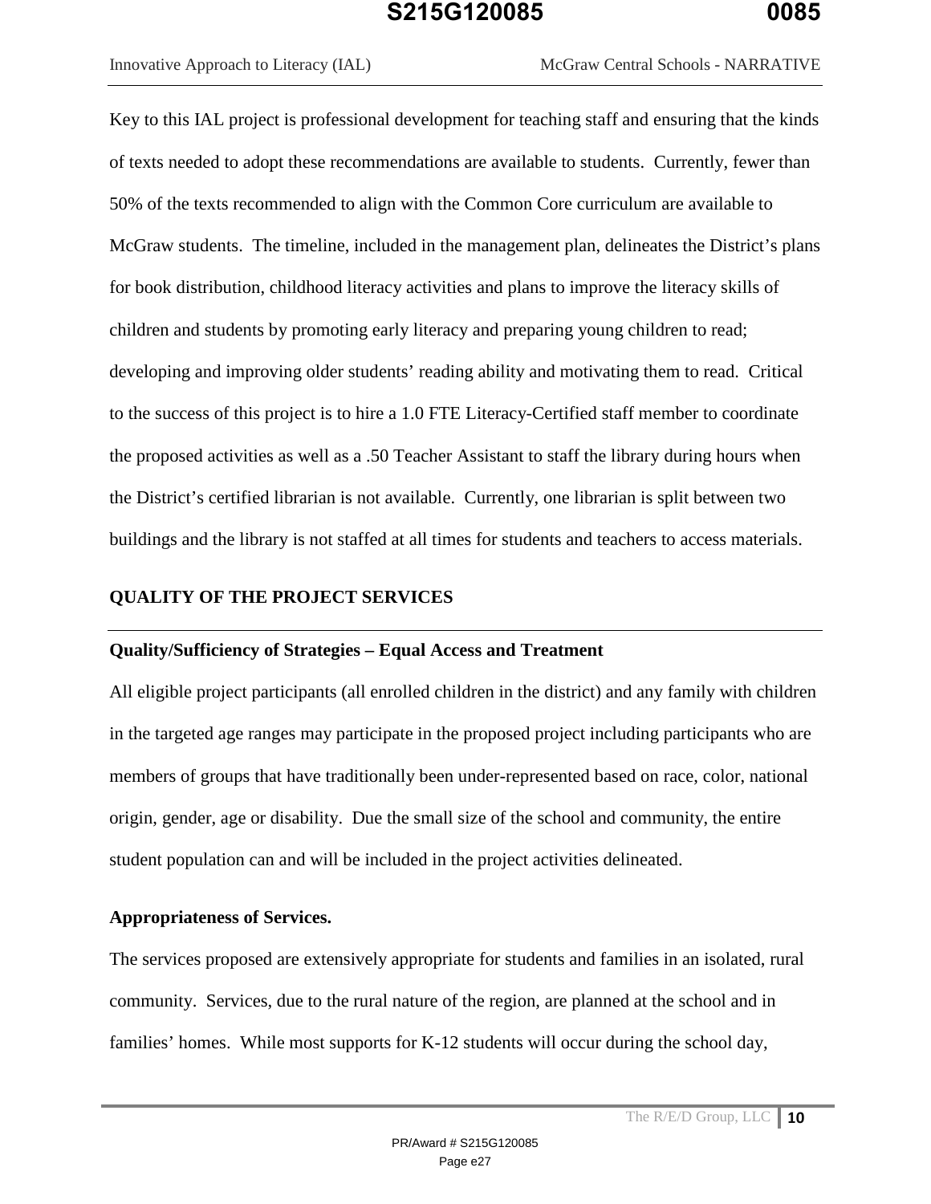Key to this IAL project is professional development for teaching staff and ensuring that the kinds of texts needed to adopt these recommendations are available to students. Currently, fewer than 50% of the texts recommended to align with the Common Core curriculum are available to McGraw students. The timeline, included in the management plan, delineates the District's plans for book distribution, childhood literacy activities and plans to improve the literacy skills of children and students by promoting early literacy and preparing young children to read; developing and improving older students' reading ability and motivating them to read. Critical to the success of this project is to hire a 1.0 FTE Literacy-Certified staff member to coordinate the proposed activities as well as a .50 Teacher Assistant to staff the library during hours when the District's certified librarian is not available. Currently, one librarian is split between two buildings and the library is not staffed at all times for students and teachers to access materials.

## QUALITY OF THE PROJECT SERVICES

### Quality/Sufficiency of Strategies – Equal Access and Treatment

All eligible project participants (all enrolled children in the district) and any family with children in the targeted age ranges may participate in the proposed project including participants who are members of groups that have traditionally been under-represented based on race, color, national origin, gender, age or disability. Due the small size of the school and community, the entire student population can and will be included in the project activities delineated.

### Appropriateness of Services.

The services proposed are extensively appropriate for students and families in an isolated, rural community. Services, due to the rural nature of the region, are planned at the school and in families' homes. While most supports for K-12 students will occur during the school day,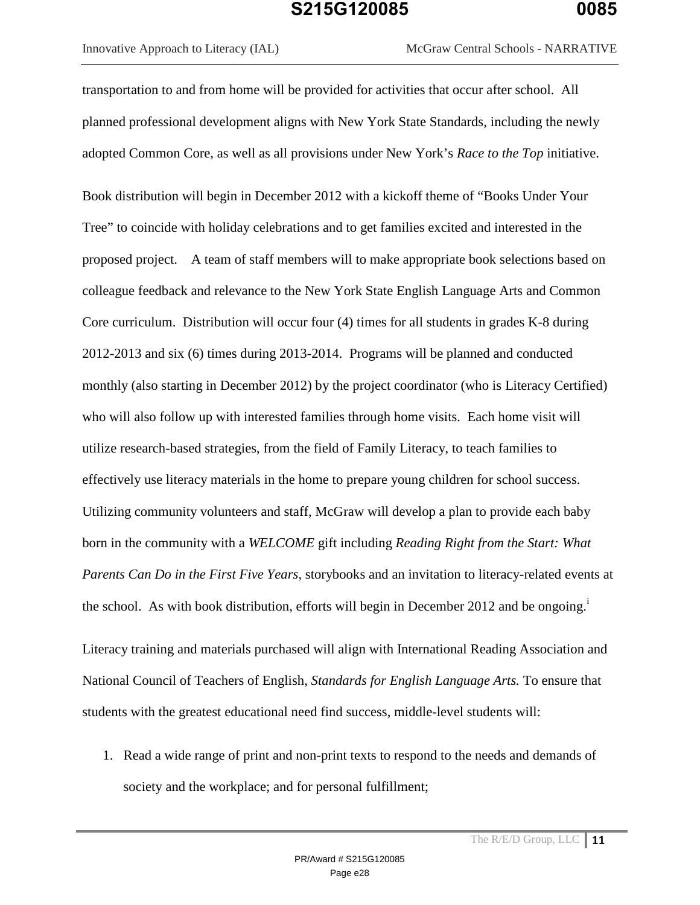transportation to and from home will be provided for activities that occur after school. All planned professional development aligns with New York State Standards, including the newly adopted Common Core, as well as all provisions under New York's *Race to the Top* initiative.

Book distribution will begin in December 2012 with a kickoff theme of "Books Under Your Tree" to coincide with holiday celebrations and to get families excited and interested in the proposed project. A team of staff members will to make appropriate book selections based on colleague feedback and relevance to the New York State English Language Arts and Common Core curriculum. Distribution will occur four (4) times for all students in grades K-8 during 2012-2013 and six (6) times during 2013-2014. Programs will be planned and conducted monthly (also starting in December 2012) by the project coordinator (who is Literacy Certified) who will also follow up with interested families through home visits. Each home visit will utilize research-based strategies, from the field of Family Literacy, to teach families to effectively use literacy materials in the home to prepare young children for school success. Utilizing community volunteers and staff, McGraw will develop a plan to provide each baby born in the community with a *WELCOME* gift including *Reading Right from the Start: What Parents Can Do in the First Five Years*, storybooks and an invitation to literacy-related events at the school. As with book distribution, efforts will begin in December 2012 and be ongoing.[i]

Literacy training and materials purchased will align with International Reading Association and National Council of Teachers of English, *Standards for English Language Arts.* To ensure that students with the greatest educational need find success, middle-level students will:

1. Read a wide range of print and non-print texts to respond to the needs and demands of society and the workplace; and for personal fulfillment;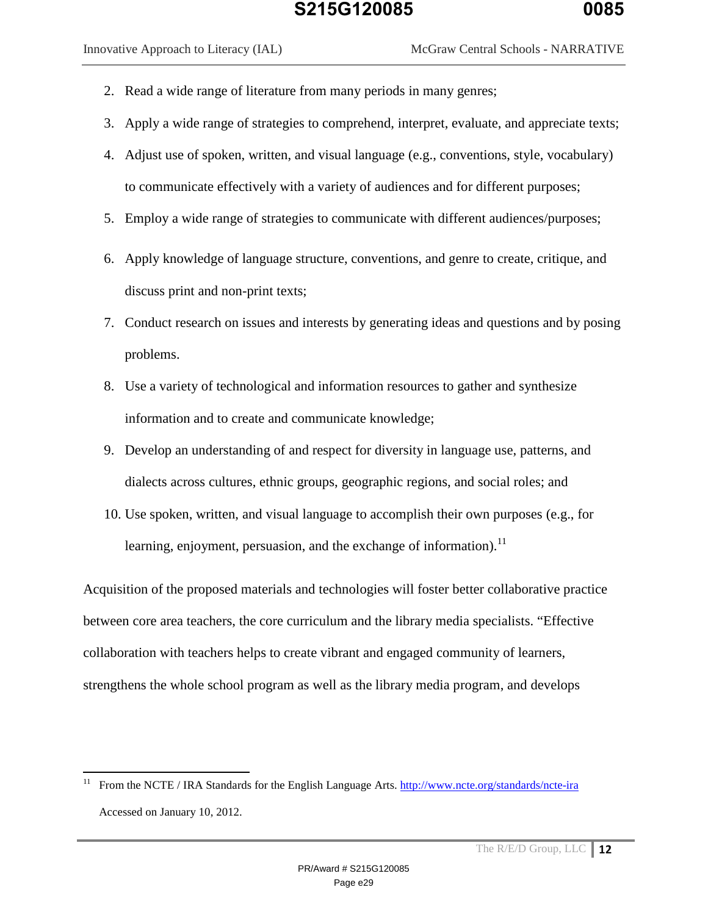2. Read a wide range of literature from many periods in many genres;
3. Apply a wide range of strategies to comprehend, interpret, evaluate, and appreciate texts;
4. Adjust use of spoken, written, and visual language (e.g., conventions, style, vocabulary) to communicate effectively with a variety of audiences and for different purposes;
5. Employ a wide range of strategies to communicate with different audiences/purposes;
6. Apply knowledge of language structure, conventions, and genre to create, critique, and discuss print and non-print texts;
7. Conduct research on issues and interests by generating ideas and questions and by posing problems.
8. Use a variety of technological and information resources to gather and synthesize information and to create and communicate knowledge;
9. Develop an understanding of and respect for diversity in language use, patterns, and dialects across cultures, ethnic groups, geographic regions, and social roles; and
10. Use spoken, written, and visual language to accomplish their own purposes (e.g., for learning, enjoyment, persuasion, and the exchange of information).[11]

Acquisition of the proposed materials and technologies will foster better collaborative practice between core area teachers, the core curriculum and the library media specialists. "Effective collaboration with teachers helps to create vibrant and engaged community of learners, strengthens the whole school program as well as the library media program, and develops

---

[11] From the NCTE / IRA Standards for the English Language Arts. http://www.ncte.org/standards/ncte-ira Accessed on January 10, 2012.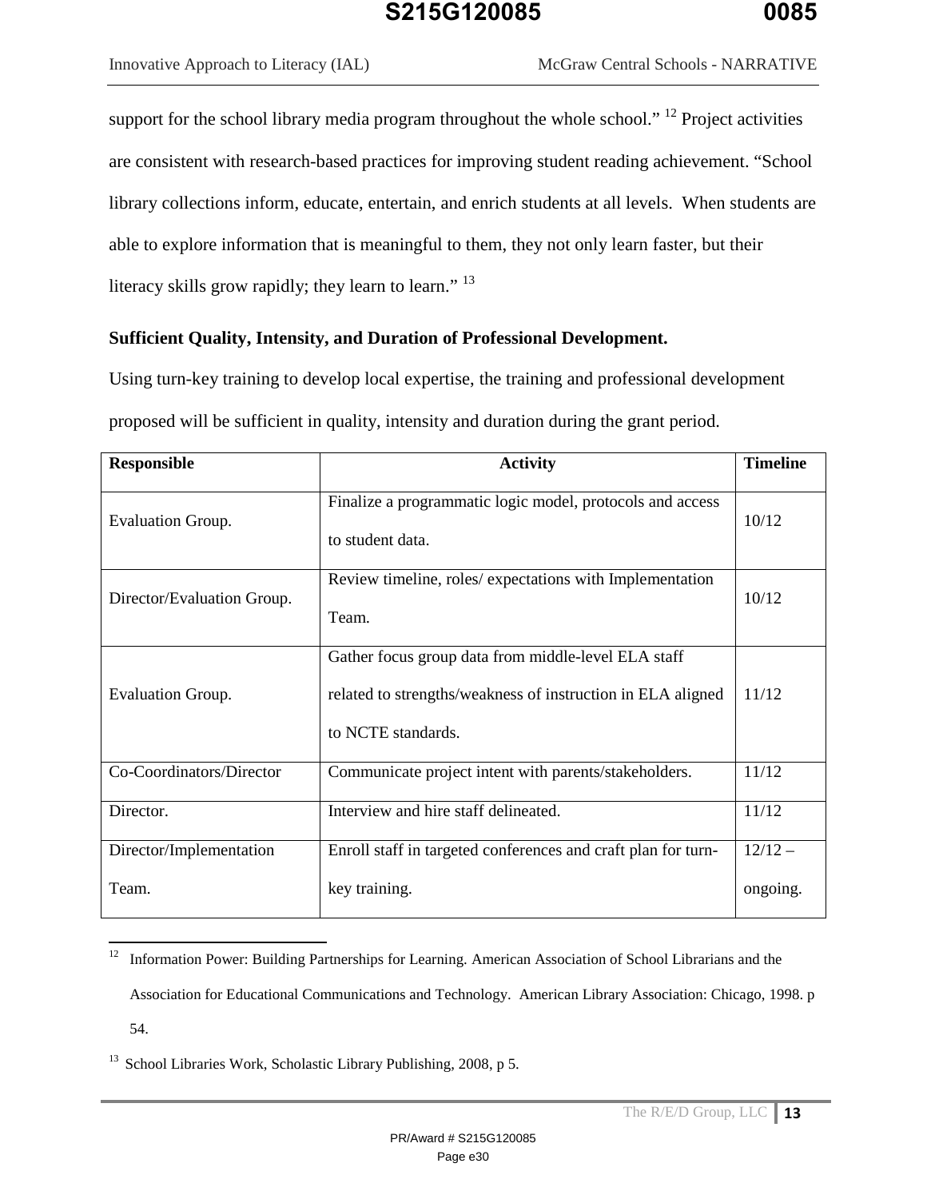support for the school library media program throughout the whole school." [12] Project activities are consistent with research-based practices for improving student reading achievement. "School library collections inform, educate, entertain, and enrich students at all levels. When students are able to explore information that is meaningful to them, they not only learn faster, but their literacy skills grow rapidly; they learn to learn." [13]

**Sufficient Quality, Intensity, and Duration of Professional Development.**

Using turn-key training to develop local expertise, the training and professional development proposed will be sufficient in quality, intensity and duration during the grant period.

| Responsible | Activity | Timeline |
|---|---|---|
| Evaluation Group. | Finalize a programmatic logic model, protocols and access to student data. | 10/12 |
| Director/Evaluation Group. | Review timeline, roles/ expectations with Implementation Team. | 10/12 |
| Evaluation Group. | Gather focus group data from middle-level ELA staff related to strengths/weakness of instruction in ELA aligned to NCTE standards. | 11/12 |
| Co-Coordinators/Director | Communicate project intent with parents/stakeholders. | 11/12 |
| Director. | Interview and hire staff delineated. | 11/12 |
| Director/Implementation Team. | Enroll staff in targeted conferences and craft plan for turn-key training. | 12/12 – ongoing. |

---

[12] Information Power: Building Partnerships for Learning. American Association of School Librarians and the Association for Educational Communications and Technology. American Library Association: Chicago, 1998. p 54.

[13] School Libraries Work, Scholastic Library Publishing, 2008, p 5.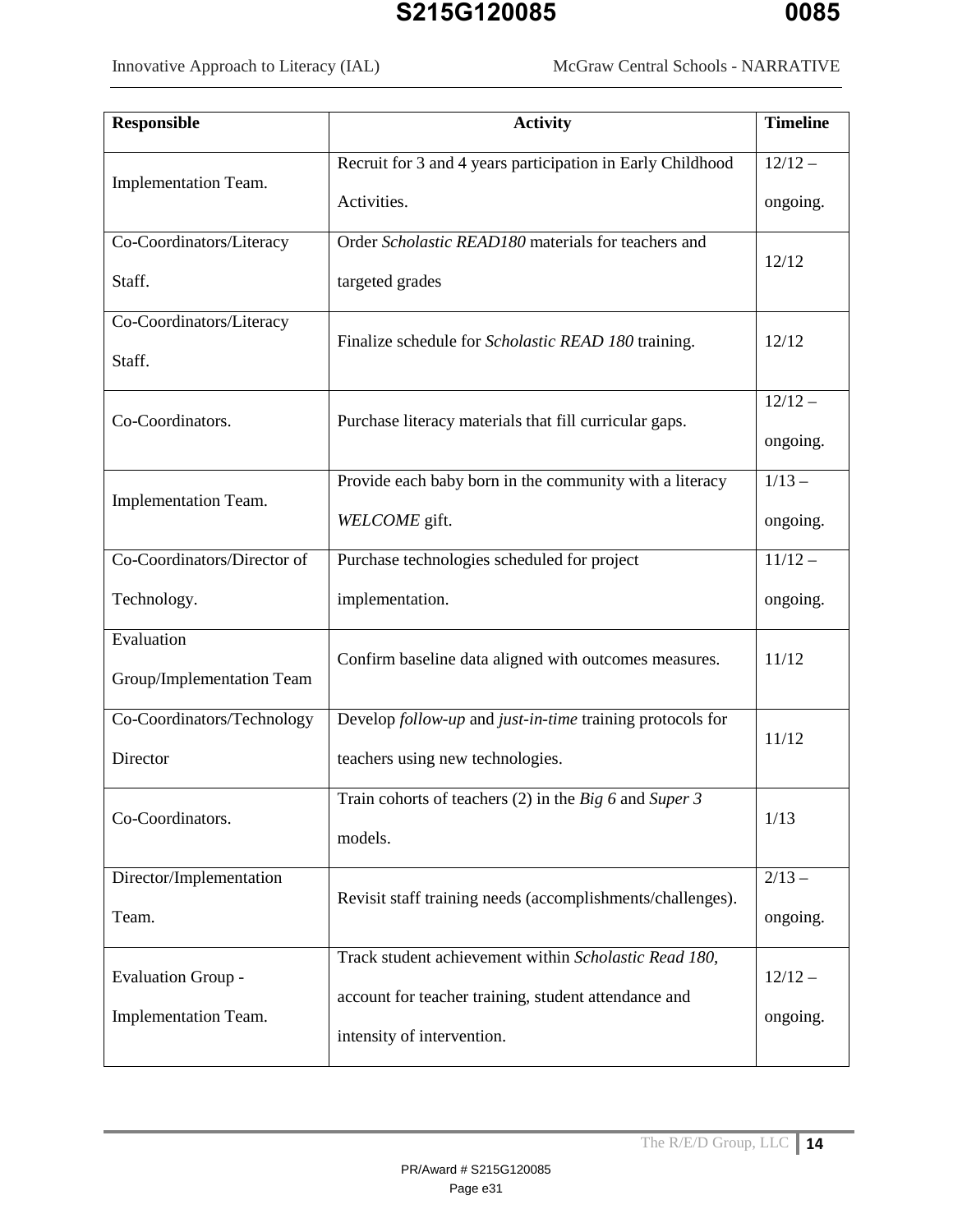| Responsible | Activity | Timeline |
|---|---|---|
| Implementation Team. | Recruit for 3 and 4 years participation in Early Childhood Activities. | 12/12 – ongoing. |
| Co-Coordinators/Literacy Staff. | Order *Scholastic READ180* materials for teachers and targeted grades | 12/12 |
| Co-Coordinators/Literacy Staff. | Finalize schedule for *Scholastic READ 180* training. | 12/12 |
| Co-Coordinators. | Purchase literacy materials that fill curricular gaps. | 12/12 – ongoing. |
| Implementation Team. | Provide each baby born in the community with a literacy *WELCOME* gift. | 1/13 – ongoing. |
| Co-Coordinators/Director of Technology. | Purchase technologies scheduled for project implementation. | 11/12 – ongoing. |
| Evaluation Group/Implementation Team | Confirm baseline data aligned with outcomes measures. | 11/12 |
| Co-Coordinators/Technology Director | Develop *follow-up* and *just-in-time* training protocols for teachers using new technologies. | 11/12 |
| Co-Coordinators. | Train cohorts of teachers (2) in the *Big 6* and *Super 3* models. | 1/13 |
| Director/Implementation Team. | Revisit staff training needs (accomplishments/challenges). | 2/13 – ongoing. |
| Evaluation Group - Implementation Team. | Track student achievement within *Scholastic Read 180,* account for teacher training, student attendance and intensity of intervention. | 12/12 – ongoing. |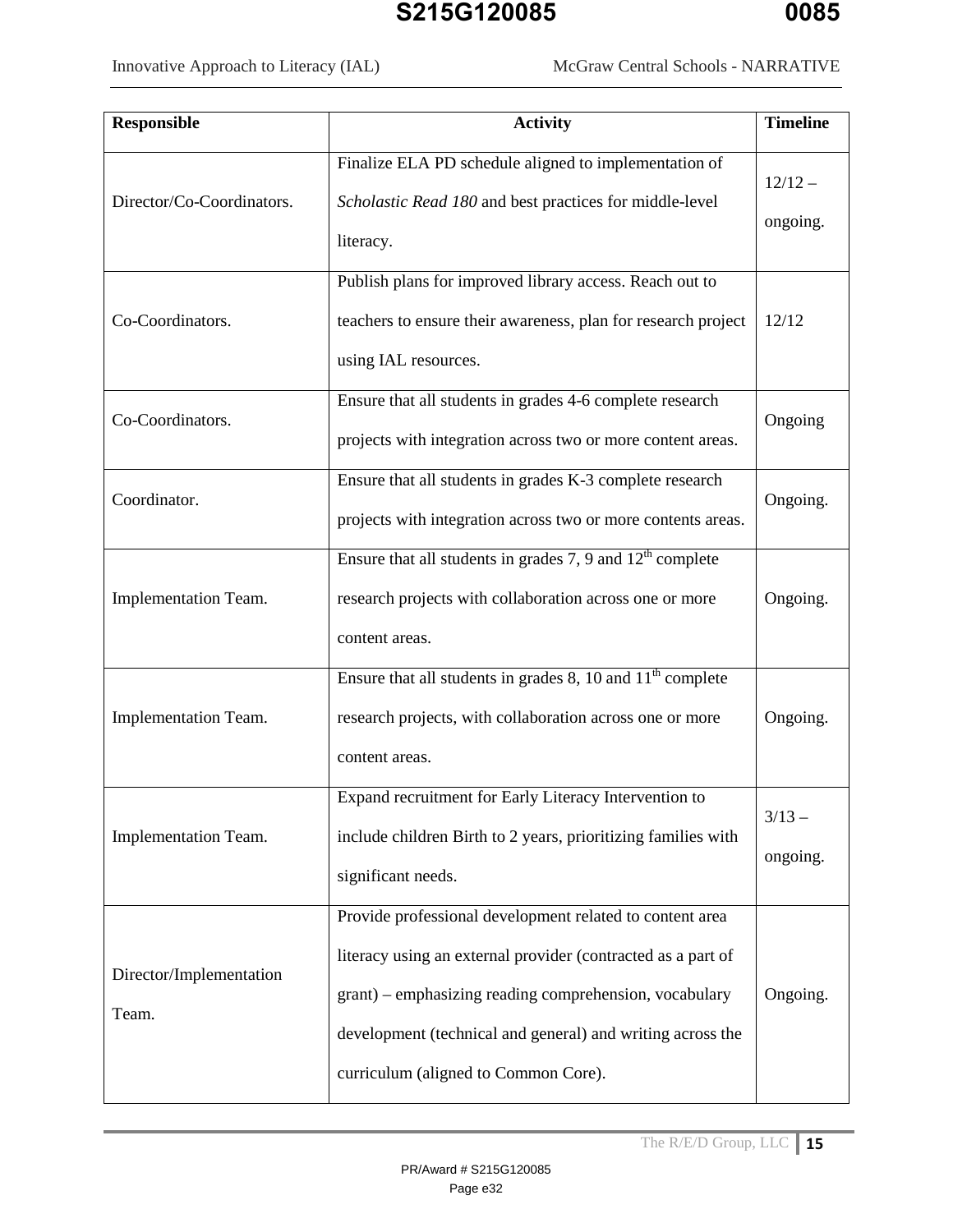| Responsible | Activity | Timeline |
|---|---|---|
| Director/Co-Coordinators. | Finalize ELA PD schedule aligned to implementation of *Scholastic Read 180* and best practices for middle-level literacy. | 12/12 – ongoing. |
| Co-Coordinators. | Publish plans for improved library access. Reach out to teachers to ensure their awareness, plan for research project using IAL resources. | 12/12 |
| Co-Coordinators. | Ensure that all students in grades 4-6 complete research projects with integration across two or more content areas. | Ongoing |
| Coordinator. | Ensure that all students in grades K-3 complete research projects with integration across two or more contents areas. | Ongoing. |
| Implementation Team. | Ensure that all students in grades 7, 9 and 12th complete research projects with collaboration across one or more content areas. | Ongoing. |
| Implementation Team. | Ensure that all students in grades 8, 10 and 11th complete research projects, with collaboration across one or more content areas. | Ongoing. |
| Implementation Team. | Expand recruitment for Early Literacy Intervention to include children Birth to 2 years, prioritizing families with significant needs. | 3/13 – ongoing. |
| Director/Implementation Team. | Provide professional development related to content area literacy using an external provider (contracted as a part of grant) – emphasizing reading comprehension, vocabulary development (technical and general) and writing across the curriculum (aligned to Common Core). | Ongoing. |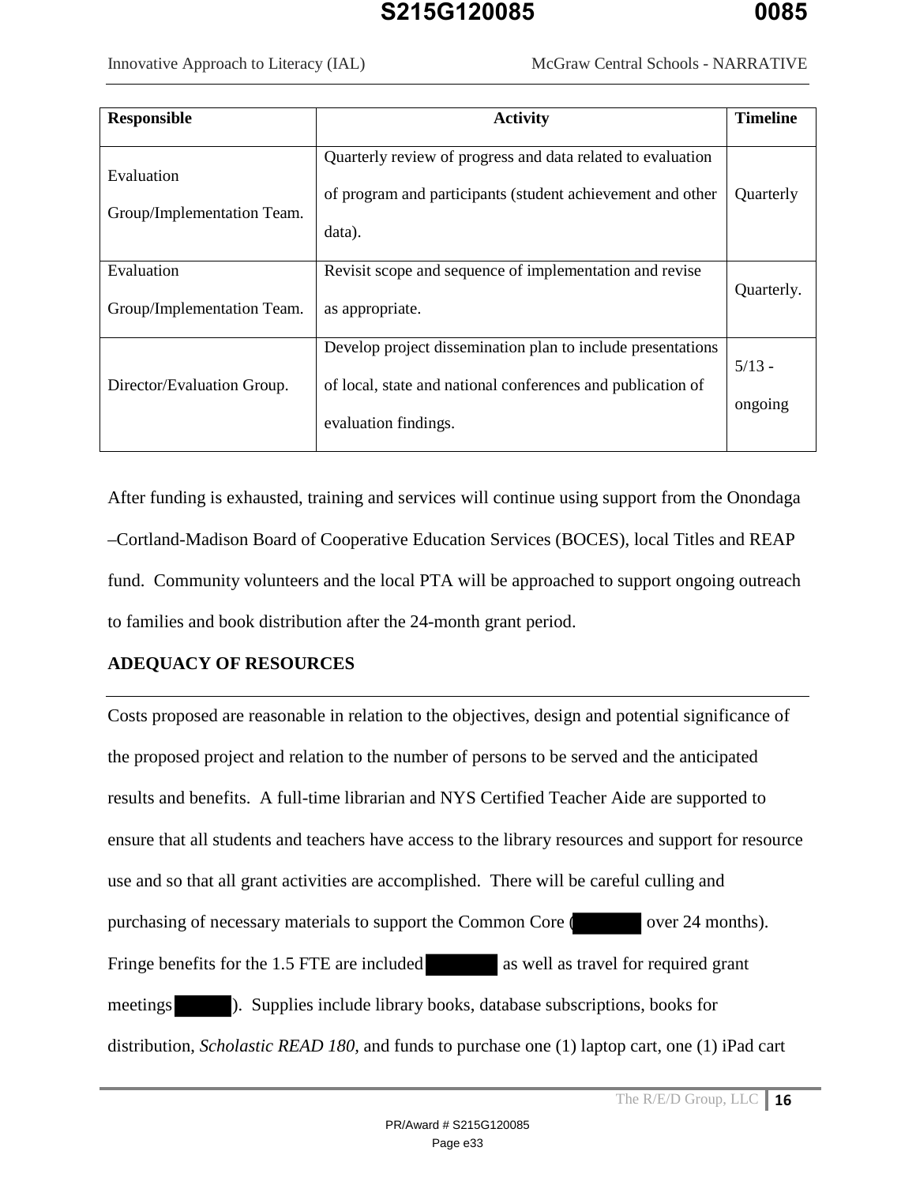| Responsible | Activity | Timeline |
| --- | --- | --- |
| Evaluation Group/Implementation Team. | Quarterly review of progress and data related to evaluation of program and participants (student achievement and other data). | Quarterly |
| Evaluation Group/Implementation Team. | Revisit scope and sequence of implementation and revise as appropriate. | Quarterly. |
| Director/Evaluation Group. | Develop project dissemination plan to include presentations of local, state and national conferences and publication of evaluation findings. | 5/13 - ongoing |

After funding is exhausted, training and services will continue using support from the Onondaga –Cortland-Madison Board of Cooperative Education Services (BOCES), local Titles and REAP fund. Community volunteers and the local PTA will be approached to support ongoing outreach to families and book distribution after the 24-month grant period.

## ADEQUACY OF RESOURCES

Costs proposed are reasonable in relation to the objectives, design and potential significance of the proposed project and relation to the number of persons to be served and the anticipated results and benefits. A full-time librarian and NYS Certified Teacher Aide are supported to ensure that all students and teachers have access to the library resources and support for resource use and so that all grant activities are accomplished. There will be careful culling and purchasing of necessary materials to support the Common Core ( over 24 months). Fringe benefits for the 1.5 FTE are included as well as travel for required grant meetings ). Supplies include library books, database subscriptions, books for distribution, *Scholastic READ 180,* and funds to purchase one (1) laptop cart, one (1) iPad cart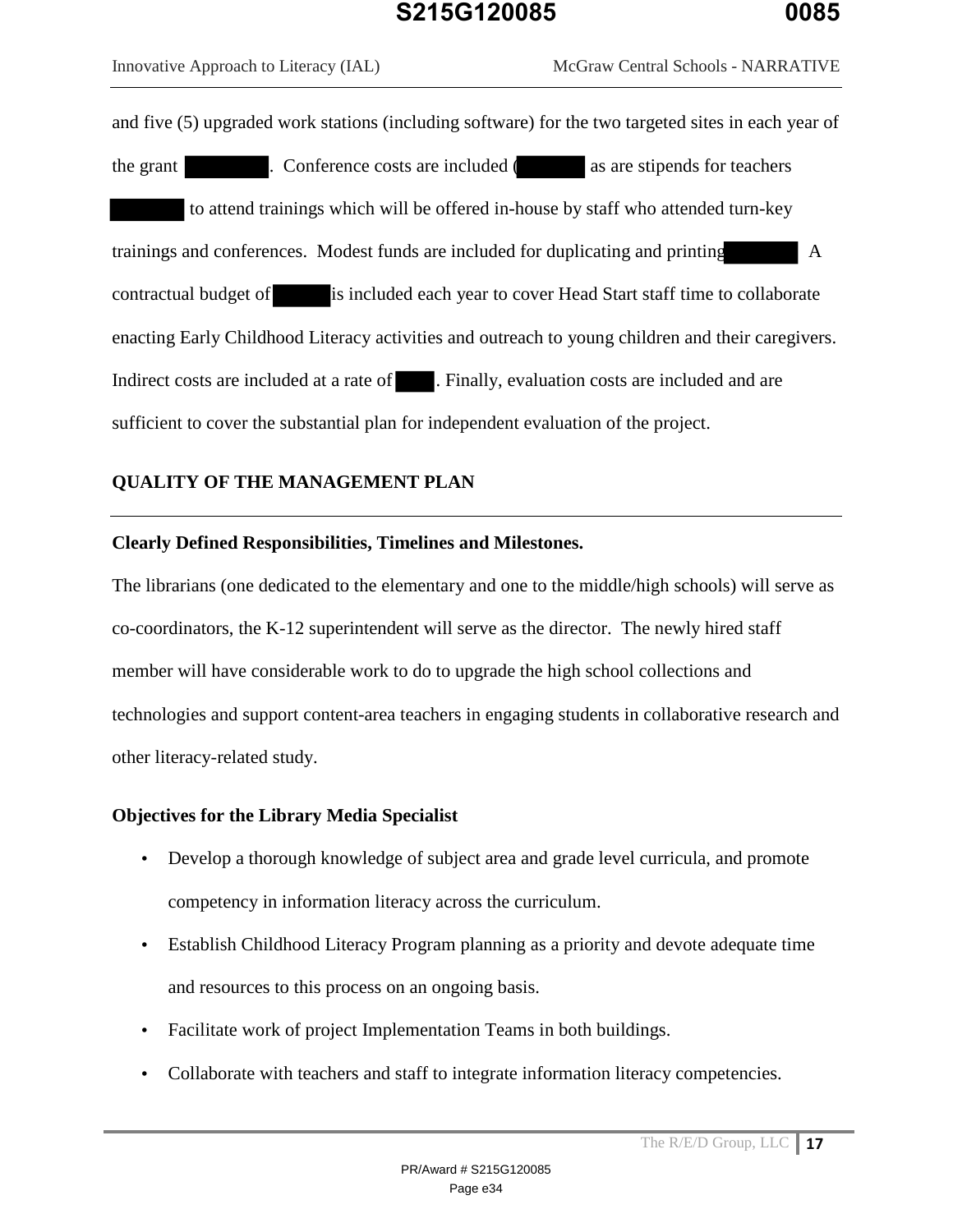and five (5) upgraded work stations (including software) for the two targeted sites in each year of the grant . Conference costs are included ( as are stipends for teachers to attend trainings which will be offered in-house by staff who attended turn-key trainings and conferences. Modest funds are included for duplicating and printing . A contractual budget of is included each year to cover Head Start staff time to collaborate enacting Early Childhood Literacy activities and outreach to young children and their caregivers. Indirect costs are included at a rate of . Finally, evaluation costs are included and are sufficient to cover the substantial plan for independent evaluation of the project.

## QUALITY OF THE MANAGEMENT PLAN

### Clearly Defined Responsibilities, Timelines and Milestones.

The librarians (one dedicated to the elementary and one to the middle/high schools) will serve as co-coordinators, the K-12 superintendent will serve as the director. The newly hired staff member will have considerable work to do to upgrade the high school collections and technologies and support content-area teachers in engaging students in collaborative research and other literacy-related study.

### Objectives for the Library Media Specialist

- Develop a thorough knowledge of subject area and grade level curricula, and promote competency in information literacy across the curriculum.
- Establish Childhood Literacy Program planning as a priority and devote adequate time and resources to this process on an ongoing basis.
- Facilitate work of project Implementation Teams in both buildings.
- Collaborate with teachers and staff to integrate information literacy competencies.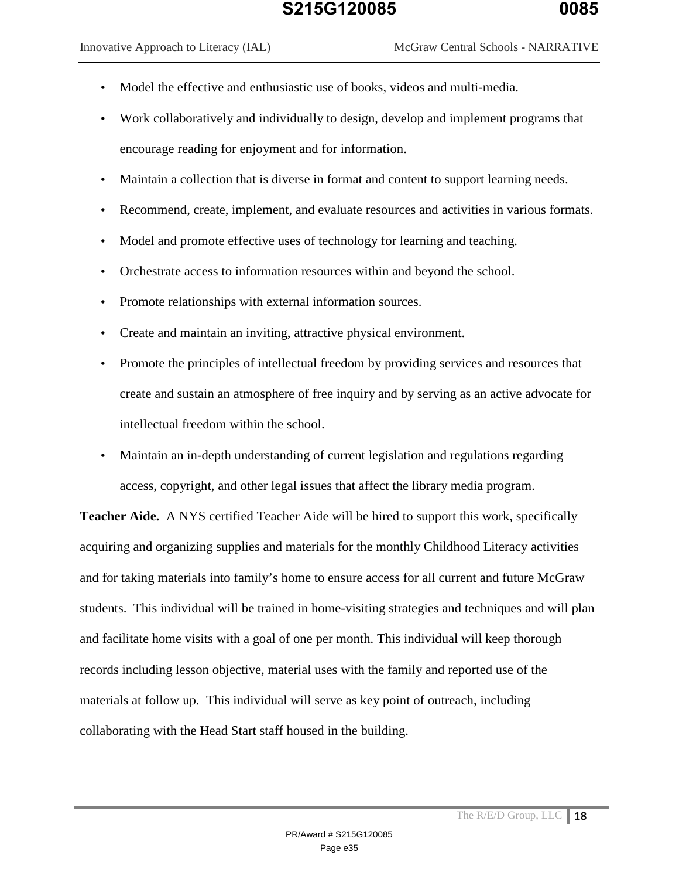- Model the effective and enthusiastic use of books, videos and multi-media.
- Work collaboratively and individually to design, develop and implement programs that encourage reading for enjoyment and for information.
- Maintain a collection that is diverse in format and content to support learning needs.
- Recommend, create, implement, and evaluate resources and activities in various formats.
- Model and promote effective uses of technology for learning and teaching.
- Orchestrate access to information resources within and beyond the school.
- Promote relationships with external information sources.
- Create and maintain an inviting, attractive physical environment.
- Promote the principles of intellectual freedom by providing services and resources that create and sustain an atmosphere of free inquiry and by serving as an active advocate for intellectual freedom within the school.
- Maintain an in-depth understanding of current legislation and regulations regarding access, copyright, and other legal issues that affect the library media program.

**Teacher Aide.** A NYS certified Teacher Aide will be hired to support this work, specifically acquiring and organizing supplies and materials for the monthly Childhood Literacy activities and for taking materials into family's home to ensure access for all current and future McGraw students. This individual will be trained in home-visiting strategies and techniques and will plan and facilitate home visits with a goal of one per month. This individual will keep thorough records including lesson objective, material uses with the family and reported use of the materials at follow up. This individual will serve as key point of outreach, including collaborating with the Head Start staff housed in the building.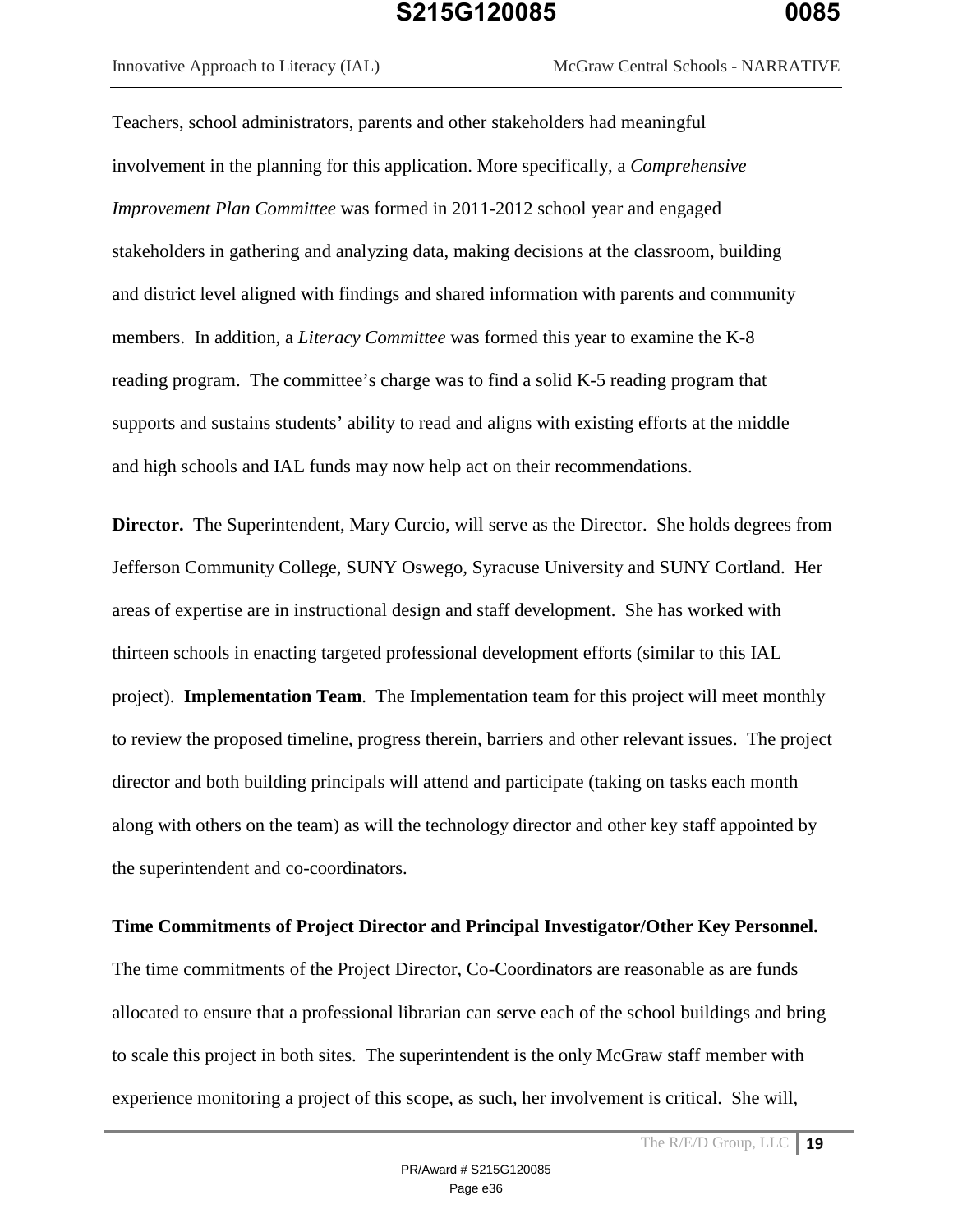Teachers, school administrators, parents and other stakeholders had meaningful involvement in the planning for this application. More specifically, a *Comprehensive Improvement Plan Committee* was formed in 2011-2012 school year and engaged stakeholders in gathering and analyzing data, making decisions at the classroom, building and district level aligned with findings and shared information with parents and community members. In addition, a *Literacy Committee* was formed this year to examine the K-8 reading program. The committee's charge was to find a solid K-5 reading program that supports and sustains students' ability to read and aligns with existing efforts at the middle and high schools and IAL funds may now help act on their recommendations.

**Director.** The Superintendent, Mary Curcio, will serve as the Director. She holds degrees from Jefferson Community College, SUNY Oswego, Syracuse University and SUNY Cortland. Her areas of expertise are in instructional design and staff development. She has worked with thirteen schools in enacting targeted professional development efforts (similar to this IAL project). **Implementation Team**. The Implementation team for this project will meet monthly to review the proposed timeline, progress therein, barriers and other relevant issues. The project director and both building principals will attend and participate (taking on tasks each month along with others on the team) as will the technology director and other key staff appointed by the superintendent and co-coordinators.

**Time Commitments of Project Director and Principal Investigator/Other Key Personnel.** The time commitments of the Project Director, Co-Coordinators are reasonable as are funds allocated to ensure that a professional librarian can serve each of the school buildings and bring to scale this project in both sites. The superintendent is the only McGraw staff member with experience monitoring a project of this scope, as such, her involvement is critical. She will,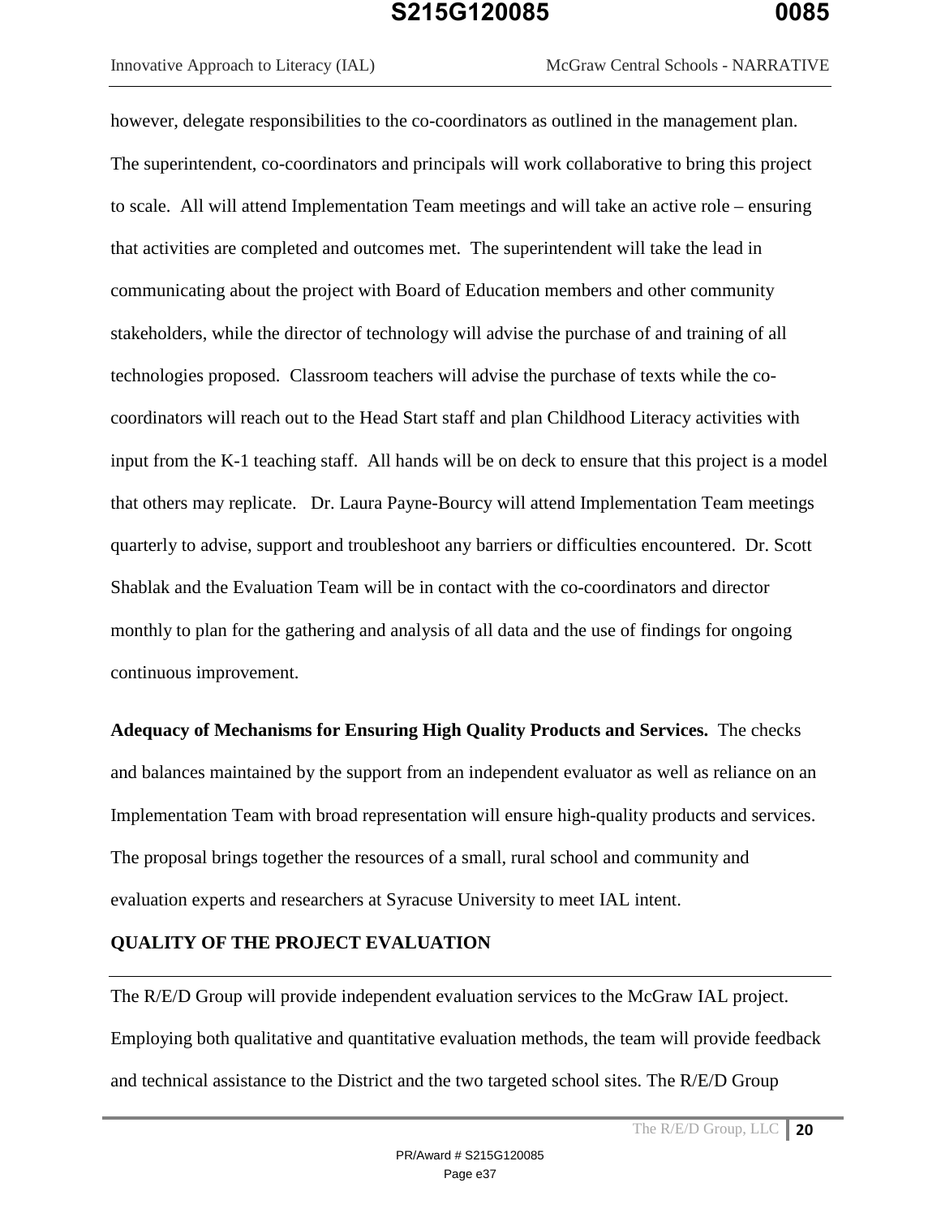however, delegate responsibilities to the co-coordinators as outlined in the management plan. The superintendent, co-coordinators and principals will work collaborative to bring this project to scale. All will attend Implementation Team meetings and will take an active role – ensuring that activities are completed and outcomes met. The superintendent will take the lead in communicating about the project with Board of Education members and other community stakeholders, while the director of technology will advise the purchase of and training of all technologies proposed. Classroom teachers will advise the purchase of texts while the co-coordinators will reach out to the Head Start staff and plan Childhood Literacy activities with input from the K-1 teaching staff. All hands will be on deck to ensure that this project is a model that others may replicate. Dr. Laura Payne-Bourcy will attend Implementation Team meetings quarterly to advise, support and troubleshoot any barriers or difficulties encountered. Dr. Scott Shablak and the Evaluation Team will be in contact with the co-coordinators and director monthly to plan for the gathering and analysis of all data and the use of findings for ongoing continuous improvement.

**Adequacy of Mechanisms for Ensuring High Quality Products and Services.** The checks and balances maintained by the support from an independent evaluator as well as reliance on an Implementation Team with broad representation will ensure high-quality products and services. The proposal brings together the resources of a small, rural school and community and evaluation experts and researchers at Syracuse University to meet IAL intent.

## QUALITY OF THE PROJECT EVALUATION

The R/E/D Group will provide independent evaluation services to the McGraw IAL project. Employing both qualitative and quantitative evaluation methods, the team will provide feedback and technical assistance to the District and the two targeted school sites. The R/E/D Group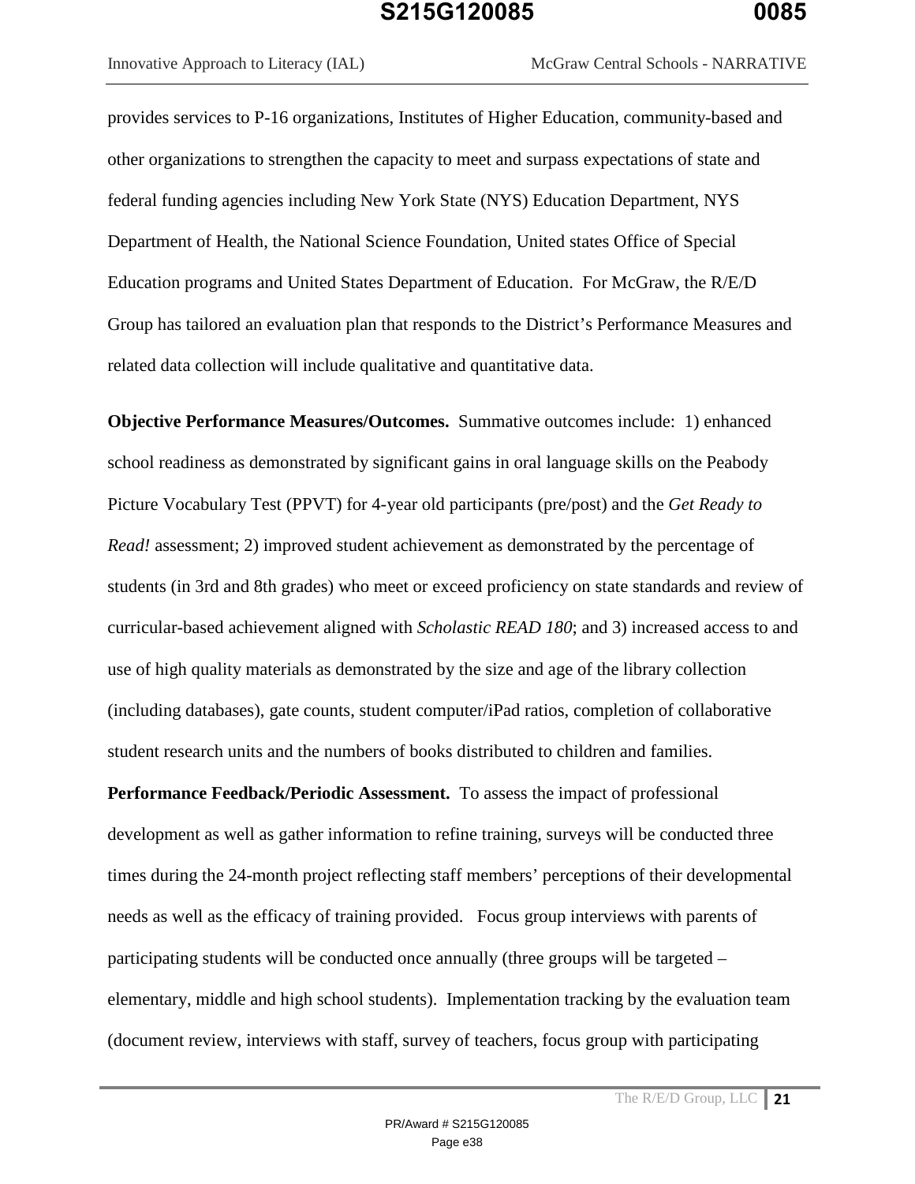provides services to P-16 organizations, Institutes of Higher Education, community-based and other organizations to strengthen the capacity to meet and surpass expectations of state and federal funding agencies including New York State (NYS) Education Department, NYS Department of Health, the National Science Foundation, United states Office of Special Education programs and United States Department of Education. For McGraw, the R/E/D Group has tailored an evaluation plan that responds to the District's Performance Measures and related data collection will include qualitative and quantitative data.

**Objective Performance Measures/Outcomes.** Summative outcomes include: 1) enhanced school readiness as demonstrated by significant gains in oral language skills on the Peabody Picture Vocabulary Test (PPVT) for 4-year old participants (pre/post) and the *Get Ready to Read!* assessment; 2) improved student achievement as demonstrated by the percentage of students (in 3rd and 8th grades) who meet or exceed proficiency on state standards and review of curricular-based achievement aligned with *Scholastic READ 180*; and 3) increased access to and use of high quality materials as demonstrated by the size and age of the library collection (including databases), gate counts, student computer/iPad ratios, completion of collaborative student research units and the numbers of books distributed to children and families.

**Performance Feedback/Periodic Assessment.** To assess the impact of professional development as well as gather information to refine training, surveys will be conducted three times during the 24-month project reflecting staff members' perceptions of their developmental needs as well as the efficacy of training provided. Focus group interviews with parents of participating students will be conducted once annually (three groups will be targeted – elementary, middle and high school students). Implementation tracking by the evaluation team (document review, interviews with staff, survey of teachers, focus group with participating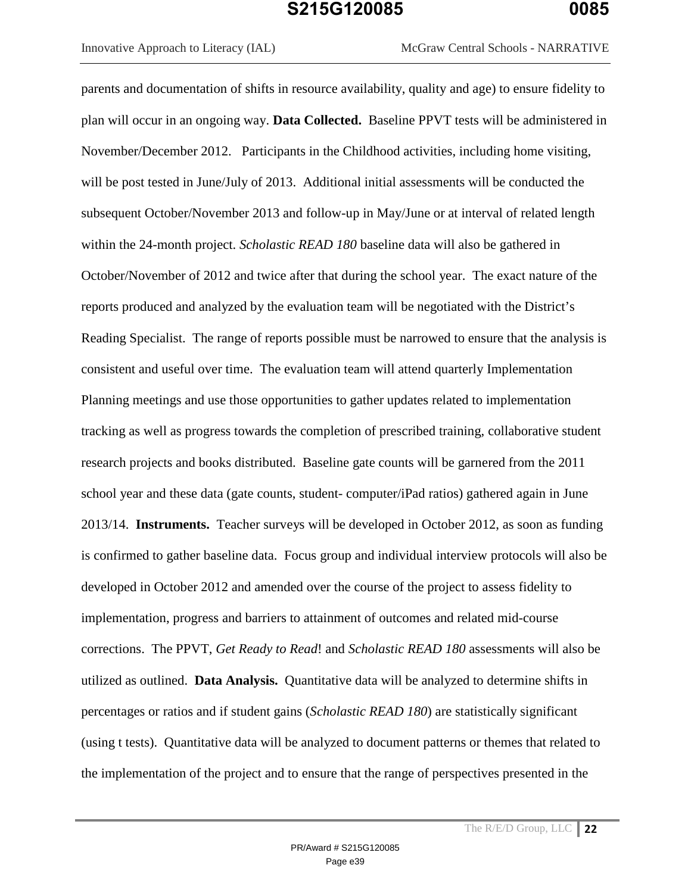parents and documentation of shifts in resource availability, quality and age) to ensure fidelity to plan will occur in an ongoing way. **Data Collected.** Baseline PPVT tests will be administered in November/December 2012. Participants in the Childhood activities, including home visiting, will be post tested in June/July of 2013. Additional initial assessments will be conducted the subsequent October/November 2013 and follow-up in May/June or at interval of related length within the 24-month project. *Scholastic READ 180* baseline data will also be gathered in October/November of 2012 and twice after that during the school year. The exact nature of the reports produced and analyzed by the evaluation team will be negotiated with the District's Reading Specialist. The range of reports possible must be narrowed to ensure that the analysis is consistent and useful over time. The evaluation team will attend quarterly Implementation Planning meetings and use those opportunities to gather updates related to implementation tracking as well as progress towards the completion of prescribed training, collaborative student research projects and books distributed. Baseline gate counts will be garnered from the 2011 school year and these data (gate counts, student- computer/iPad ratios) gathered again in June 2013/14. **Instruments.** Teacher surveys will be developed in October 2012, as soon as funding is confirmed to gather baseline data. Focus group and individual interview protocols will also be developed in October 2012 and amended over the course of the project to assess fidelity to implementation, progress and barriers to attainment of outcomes and related mid-course corrections. The PPVT, *Get Ready to Read*! and *Scholastic READ 180* assessments will also be utilized as outlined. **Data Analysis.** Quantitative data will be analyzed to determine shifts in percentages or ratios and if student gains (*Scholastic READ 180*) are statistically significant (using t tests). Quantitative data will be analyzed to document patterns or themes that related to the implementation of the project and to ensure that the range of perspectives presented in the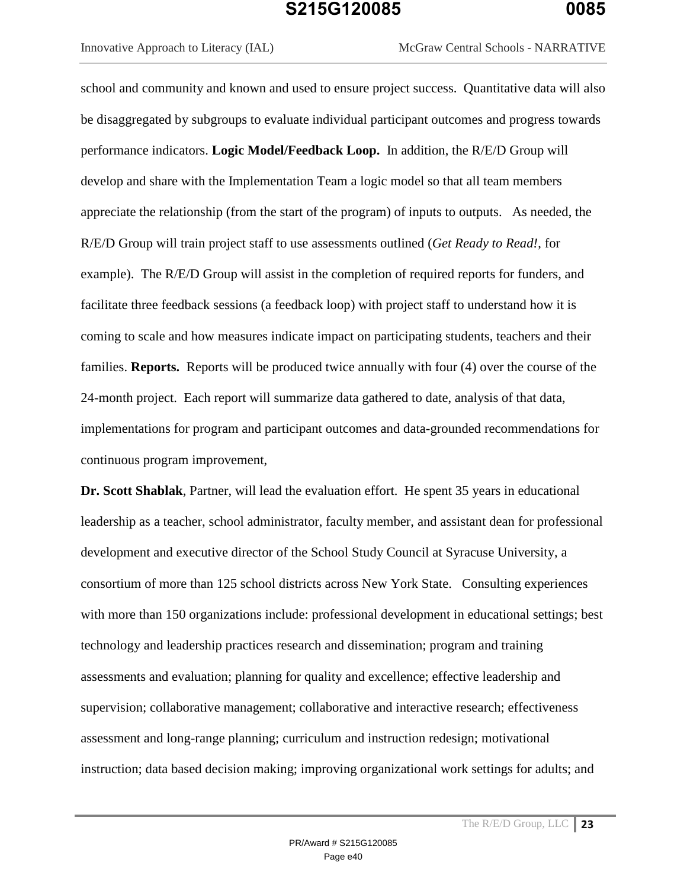school and community and known and used to ensure project success. Quantitative data will also be disaggregated by subgroups to evaluate individual participant outcomes and progress towards performance indicators. **Logic Model/Feedback Loop.** In addition, the R/E/D Group will develop and share with the Implementation Team a logic model so that all team members appreciate the relationship (from the start of the program) of inputs to outputs. As needed, the R/E/D Group will train project staff to use assessments outlined (*Get Ready to Read!*, for example). The R/E/D Group will assist in the completion of required reports for funders, and facilitate three feedback sessions (a feedback loop) with project staff to understand how it is coming to scale and how measures indicate impact on participating students, teachers and their families. **Reports.** Reports will be produced twice annually with four (4) over the course of the 24-month project. Each report will summarize data gathered to date, analysis of that data, implementations for program and participant outcomes and data-grounded recommendations for continuous program improvement,

**Dr. Scott Shablak**, Partner, will lead the evaluation effort. He spent 35 years in educational leadership as a teacher, school administrator, faculty member, and assistant dean for professional development and executive director of the School Study Council at Syracuse University, a consortium of more than 125 school districts across New York State. Consulting experiences with more than 150 organizations include: professional development in educational settings; best technology and leadership practices research and dissemination; program and training assessments and evaluation; planning for quality and excellence; effective leadership and supervision; collaborative management; collaborative and interactive research; effectiveness assessment and long-range planning; curriculum and instruction redesign; motivational instruction; data based decision making; improving organizational work settings for adults; and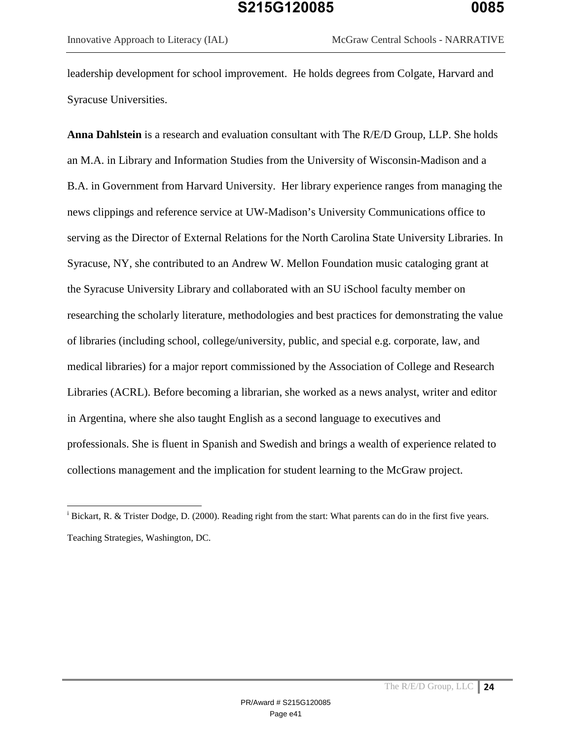leadership development for school improvement.  He holds degrees from Colgate, Harvard and Syracuse Universities.

**Anna Dahlstein** is a research and evaluation consultant with The R/E/D Group, LLP. She holds an M.A. in Library and Information Studies from the University of Wisconsin-Madison and a B.A. in Government from Harvard University.  Her library experience ranges from managing the news clippings and reference service at UW-Madison's University Communications office to serving as the Director of External Relations for the North Carolina State University Libraries. In Syracuse, NY, she contributed to an Andrew W. Mellon Foundation music cataloging grant at the Syracuse University Library and collaborated with an SU iSchool faculty member on researching the scholarly literature, methodologies and best practices for demonstrating the value of libraries (including school, college/university, public, and special e.g. corporate, law, and medical libraries) for a major report commissioned by the Association of College and Research Libraries (ACRL). Before becoming a librarian, she worked as a news analyst, writer and editor in Argentina, where she also taught English as a second language to executives and professionals. She is fluent in Spanish and Swedish and brings a wealth of experience related to collections management and the implication for student learning to the McGraw project.

---

[i] Bickart, R. & Trister Dodge, D. (2000). Reading right from the start: What parents can do in the first five years. Teaching Strategies, Washington, DC.